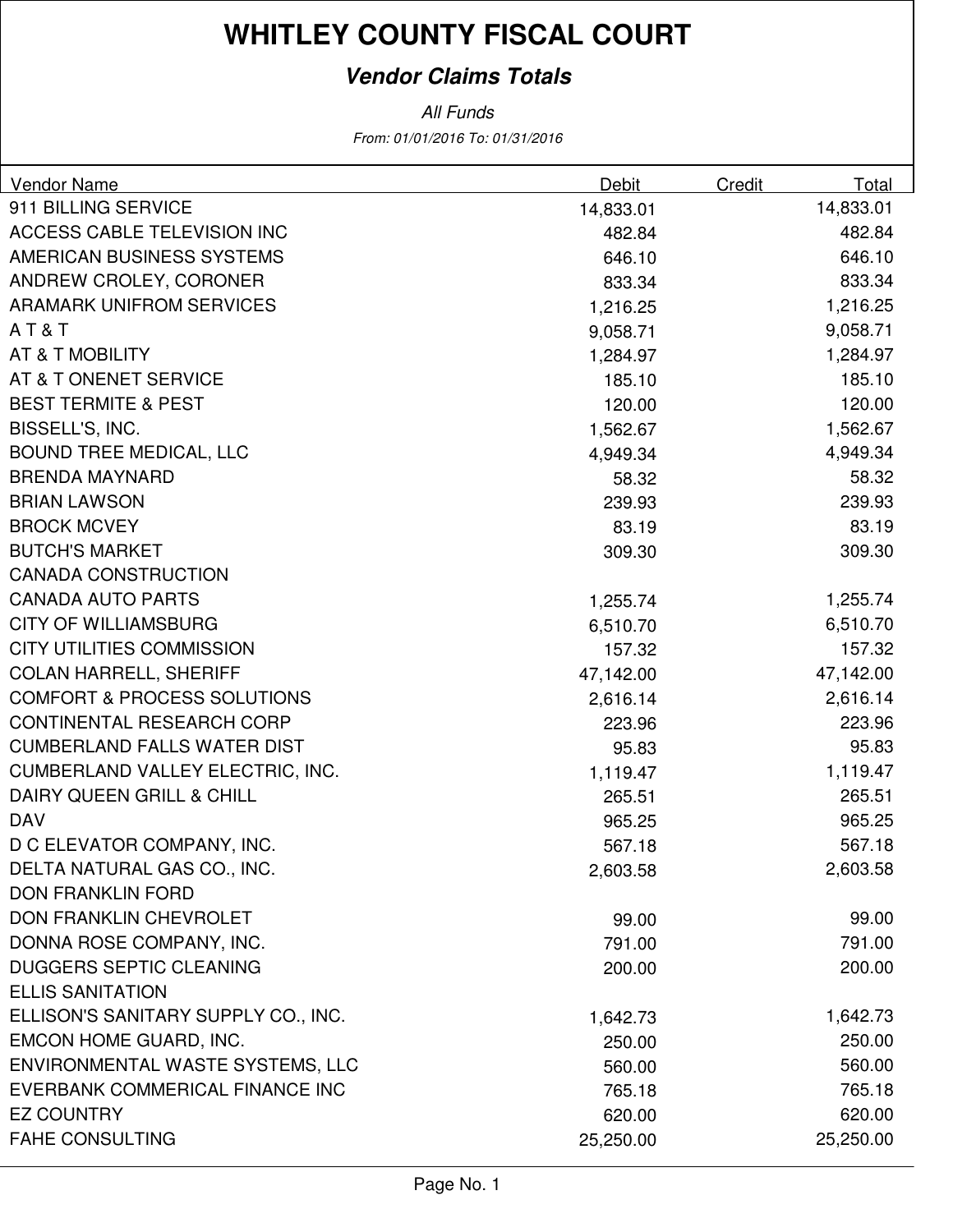# WHITLEY COUNTY FISCAL COURT

### *Vendor Claims Totals*

*All Funds*

*From: 01/01/2016 To: 01/31/2016*

| Vendor Name | Debit | Credit | Total |
|---|---|---|---|
| 911 BILLING SERVICE | 14,833.01 | | 14,833.01 |
| ACCESS CABLE TELEVISION INC | 482.84 | | 482.84 |
| AMERICAN BUSINESS SYSTEMS | 646.10 | | 646.10 |
| ANDREW CROLEY, CORONER | 833.34 | | 833.34 |
| ARAMARK UNIFROM SERVICES | 1,216.25 | | 1,216.25 |
| A T & T | 9,058.71 | | 9,058.71 |
| AT & T MOBILITY | 1,284.97 | | 1,284.97 |
| AT & T ONENET SERVICE | 185.10 | | 185.10 |
| BEST TERMITE & PEST | 120.00 | | 120.00 |
| BISSELL'S, INC. | 1,562.67 | | 1,562.67 |
| BOUND TREE MEDICAL, LLC | 4,949.34 | | 4,949.34 |
| BRENDA MAYNARD | 58.32 | | 58.32 |
| BRIAN LAWSON | 239.93 | | 239.93 |
| BROCK MCVEY | 83.19 | | 83.19 |
| BUTCH'S MARKET | 309.30 | | 309.30 |
| CANADA CONSTRUCTION | | | |
| CANADA AUTO PARTS | 1,255.74 | | 1,255.74 |
| CITY OF WILLIAMSBURG | 6,510.70 | | 6,510.70 |
| CITY UTILITIES COMMISSION | 157.32 | | 157.32 |
| COLAN HARRELL, SHERIFF | 47,142.00 | | 47,142.00 |
| COMFORT & PROCESS SOLUTIONS | 2,616.14 | | 2,616.14 |
| CONTINENTAL RESEARCH CORP | 223.96 | | 223.96 |
| CUMBERLAND FALLS WATER DIST | 95.83 | | 95.83 |
| CUMBERLAND VALLEY ELECTRIC, INC. | 1,119.47 | | 1,119.47 |
| DAIRY QUEEN GRILL & CHILL | 265.51 | | 265.51 |
| DAV | 965.25 | | 965.25 |
| D C ELEVATOR COMPANY, INC. | 567.18 | | 567.18 |
| DELTA NATURAL GAS CO., INC. | 2,603.58 | | 2,603.58 |
| DON FRANKLIN FORD | | | |
| DON FRANKLIN CHEVROLET | 99.00 | | 99.00 |
| DONNA ROSE COMPANY, INC. | 791.00 | | 791.00 |
| DUGGERS SEPTIC CLEANING | 200.00 | | 200.00 |
| ELLIS SANITATION | | | |
| ELLISON'S SANITARY SUPPLY CO., INC. | 1,642.73 | | 1,642.73 |
| EMCON HOME GUARD, INC. | 250.00 | | 250.00 |
| ENVIRONMENTAL WASTE SYSTEMS, LLC | 560.00 | | 560.00 |
| EVERBANK COMMERICAL FINANCE INC | 765.18 | | 765.18 |
| EZ COUNTRY | 620.00 | | 620.00 |
| FAHE CONSULTING | 25,250.00 | | 25,250.00 |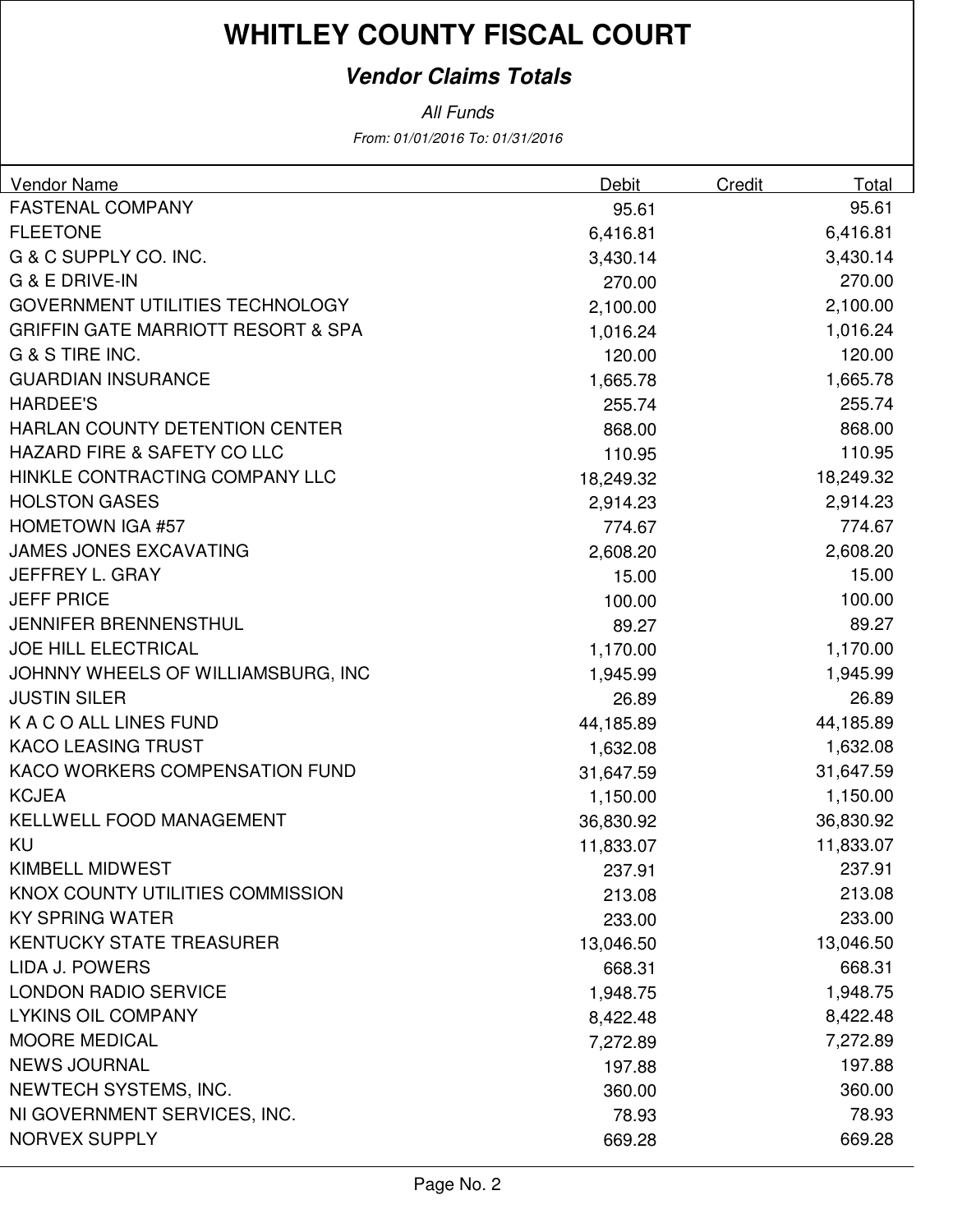# WHITLEY COUNTY FISCAL COURT

***Vendor Claims Totals***

*All Funds*

*From: 01/01/2016 To: 01/31/2016*

| Vendor Name | Debit | Credit | Total |
|---|---|---|---|
| FASTENAL COMPANY | 95.61 | | 95.61 |
| FLEETONE | 6,416.81 | | 6,416.81 |
| G & C SUPPLY CO. INC. | 3,430.14 | | 3,430.14 |
| G & E DRIVE-IN | 270.00 | | 270.00 |
| GOVERNMENT UTILITIES TECHNOLOGY | 2,100.00 | | 2,100.00 |
| GRIFFIN GATE MARRIOTT RESORT & SPA | 1,016.24 | | 1,016.24 |
| G & S TIRE INC. | 120.00 | | 120.00 |
| GUARDIAN INSURANCE | 1,665.78 | | 1,665.78 |
| HARDEE'S | 255.74 | | 255.74 |
| HARLAN COUNTY DETENTION CENTER | 868.00 | | 868.00 |
| HAZARD FIRE & SAFETY CO LLC | 110.95 | | 110.95 |
| HINKLE CONTRACTING COMPANY LLC | 18,249.32 | | 18,249.32 |
| HOLSTON GASES | 2,914.23 | | 2,914.23 |
| HOMETOWN IGA #57 | 774.67 | | 774.67 |
| JAMES JONES EXCAVATING | 2,608.20 | | 2,608.20 |
| JEFFREY L. GRAY | 15.00 | | 15.00 |
| JEFF PRICE | 100.00 | | 100.00 |
| JENNIFER BRENNENSTHUL | 89.27 | | 89.27 |
| JOE HILL ELECTRICAL | 1,170.00 | | 1,170.00 |
| JOHNNY WHEELS OF WILLIAMSBURG, INC | 1,945.99 | | 1,945.99 |
| JUSTIN SILER | 26.89 | | 26.89 |
| K A C O ALL LINES FUND | 44,185.89 | | 44,185.89 |
| KACO LEASING TRUST | 1,632.08 | | 1,632.08 |
| KACO WORKERS COMPENSATION FUND | 31,647.59 | | 31,647.59 |
| KCJEA | 1,150.00 | | 1,150.00 |
| KELLWELL FOOD MANAGEMENT | 36,830.92 | | 36,830.92 |
| KU | 11,833.07 | | 11,833.07 |
| KIMBELL MIDWEST | 237.91 | | 237.91 |
| KNOX COUNTY UTILITIES COMMISSION | 213.08 | | 213.08 |
| KY SPRING WATER | 233.00 | | 233.00 |
| KENTUCKY STATE TREASURER | 13,046.50 | | 13,046.50 |
| LIDA J. POWERS | 668.31 | | 668.31 |
| LONDON RADIO SERVICE | 1,948.75 | | 1,948.75 |
| LYKINS OIL COMPANY | 8,422.48 | | 8,422.48 |
| MOORE MEDICAL | 7,272.89 | | 7,272.89 |
| NEWS JOURNAL | 197.88 | | 197.88 |
| NEWTECH SYSTEMS, INC. | 360.00 | | 360.00 |
| NI GOVERNMENT SERVICES, INC. | 78.93 | | 78.93 |
| NORVEX SUPPLY | 669.28 | | 669.28 |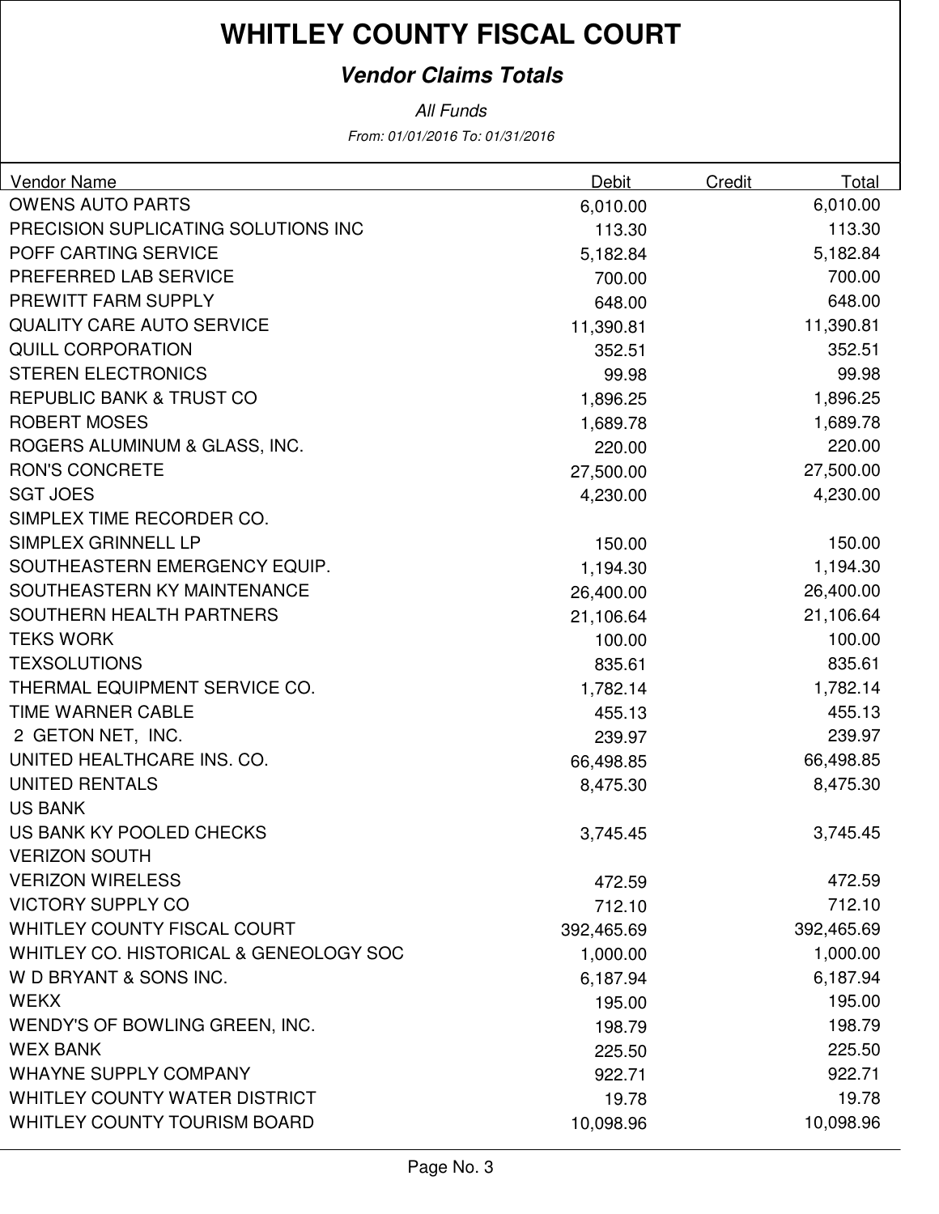# WHITLEY COUNTY FISCAL COURT

***Vendor Claims Totals***

*All Funds*

*From: 01/01/2016 To: 01/31/2016*

| Vendor Name | Debit | Credit | Total |
|---|---|---|---|
| OWENS AUTO PARTS | 6,010.00 | | 6,010.00 |
| PRECISION SUPLICATING SOLUTIONS INC | 113.30 | | 113.30 |
| POFF CARTING SERVICE | 5,182.84 | | 5,182.84 |
| PREFERRED LAB SERVICE | 700.00 | | 700.00 |
| PREWITT FARM SUPPLY | 648.00 | | 648.00 |
| QUALITY CARE AUTO SERVICE | 11,390.81 | | 11,390.81 |
| QUILL CORPORATION | 352.51 | | 352.51 |
| STEREN ELECTRONICS | 99.98 | | 99.98 |
| REPUBLIC BANK & TRUST CO | 1,896.25 | | 1,896.25 |
| ROBERT MOSES | 1,689.78 | | 1,689.78 |
| ROGERS ALUMINUM & GLASS, INC. | 220.00 | | 220.00 |
| RON'S CONCRETE | 27,500.00 | | 27,500.00 |
| SGT JOES | 4,230.00 | | 4,230.00 |
| SIMPLEX TIME RECORDER CO. | | | |
| SIMPLEX GRINNELL LP | 150.00 | | 150.00 |
| SOUTHEASTERN EMERGENCY EQUIP. | 1,194.30 | | 1,194.30 |
| SOUTHEASTERN KY MAINTENANCE | 26,400.00 | | 26,400.00 |
| SOUTHERN HEALTH PARTNERS | 21,106.64 | | 21,106.64 |
| TEKS WORK | 100.00 | | 100.00 |
| TEXSOLUTIONS | 835.61 | | 835.61 |
| THERMAL EQUIPMENT SERVICE CO. | 1,782.14 | | 1,782.14 |
| TIME WARNER CABLE | 455.13 | | 455.13 |
| 2 GETON NET, INC. | 239.97 | | 239.97 |
| UNITED HEALTHCARE INS. CO. | 66,498.85 | | 66,498.85 |
| UNITED RENTALS | 8,475.30 | | 8,475.30 |
| US BANK | | | |
| US BANK KY POOLED CHECKS | 3,745.45 | | 3,745.45 |
| VERIZON SOUTH | | | |
| VERIZON WIRELESS | 472.59 | | 472.59 |
| VICTORY SUPPLY CO | 712.10 | | 712.10 |
| WHITLEY COUNTY FISCAL COURT | 392,465.69 | | 392,465.69 |
| WHITLEY CO. HISTORICAL & GENEOLOGY SOC | 1,000.00 | | 1,000.00 |
| W D BRYANT & SONS INC. | 6,187.94 | | 6,187.94 |
| WEKX | 195.00 | | 195.00 |
| WENDY'S OF BOWLING GREEN, INC. | 198.79 | | 198.79 |
| WEX BANK | 225.50 | | 225.50 |
| WHAYNE SUPPLY COMPANY | 922.71 | | 922.71 |
| WHITLEY COUNTY WATER DISTRICT | 19.78 | | 19.78 |
| WHITLEY COUNTY TOURISM BOARD | 10,098.96 | | 10,098.96 |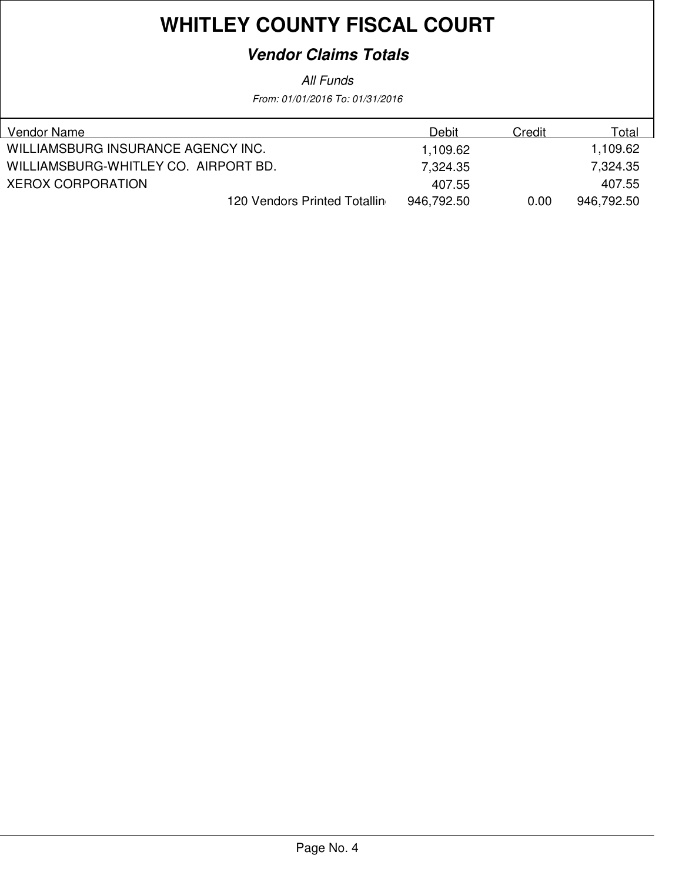# WHITLEY COUNTY FISCAL COURT

## *Vendor Claims Totals*

*All Funds*

*From: 01/01/2016 To: 01/31/2016*

| Vendor Name | Debit | Credit | Total |
|---|---|---|---|
| WILLIAMSBURG INSURANCE AGENCY INC. | 1,109.62 | | 1,109.62 |
| WILLIAMSBURG-WHITLEY CO. AIRPORT BD. | 7,324.35 | | 7,324.35 |
| XEROX CORPORATION | 407.55 | | 407.55 |
| 120 Vendors Printed Totallin | 946,792.50 | 0.00 | 946,792.50 |